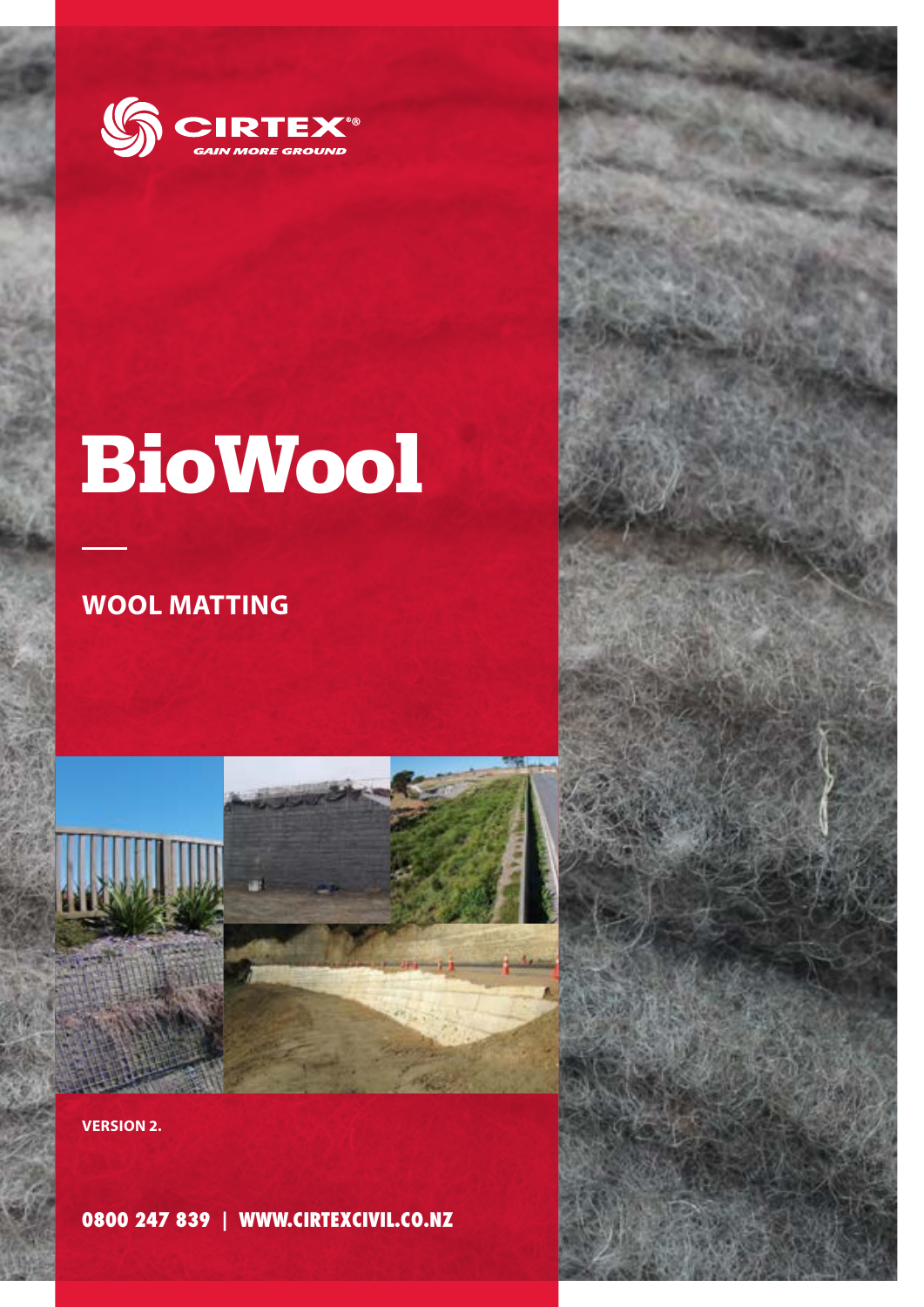CIRTEX®

GAIN MORE GROUND

# BioWool

## WOOL MATTING

VERSION 2.

0800 247 839 | WWW.CIRTEXCIVIL.CO.NZ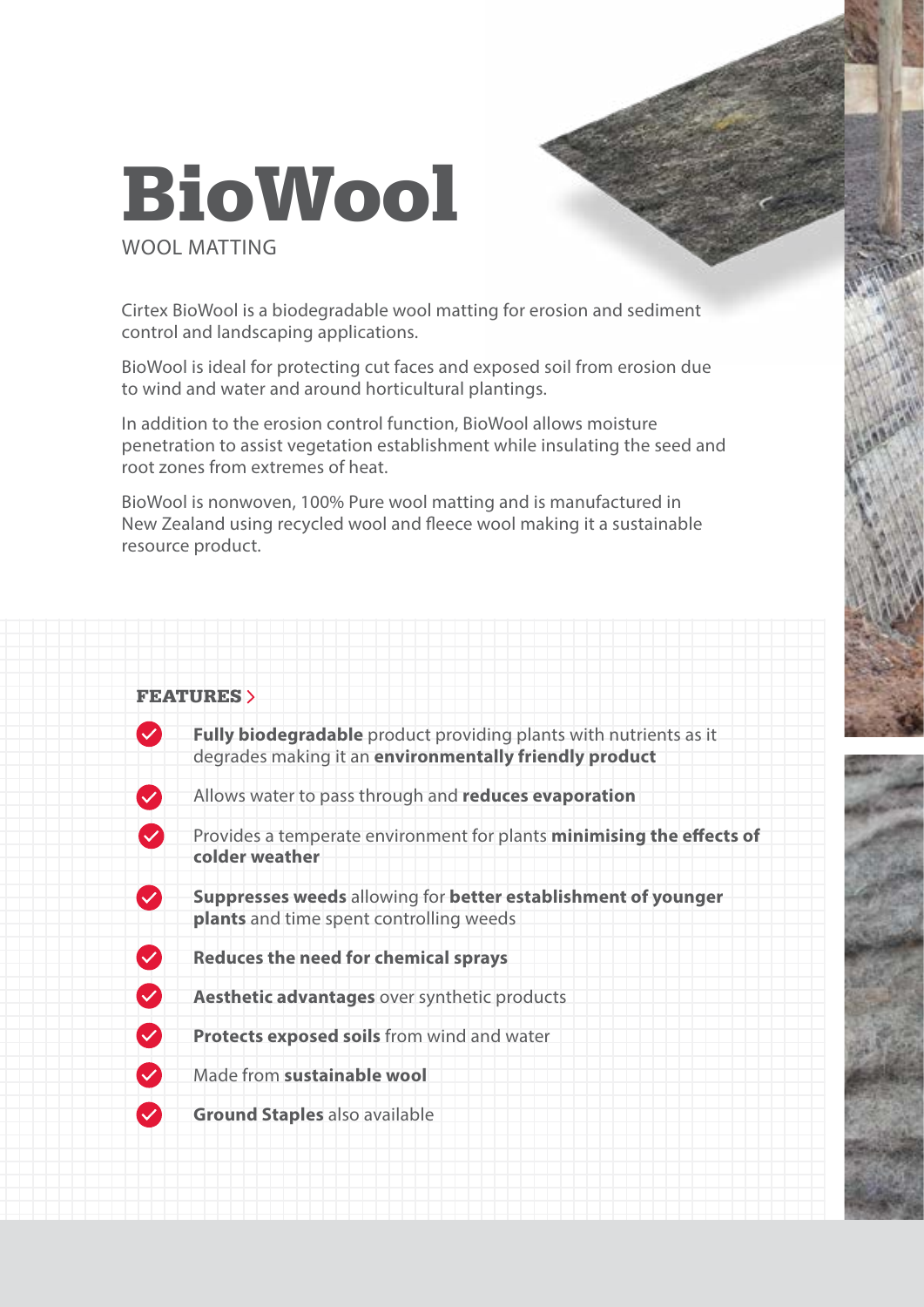# BioWool

WOOL MATTING

Cirtex BioWool is a biodegradable wool matting for erosion and sediment control and landscaping applications.

BioWool is ideal for protecting cut faces and exposed soil from erosion due to wind and water and around horticultural plantings.

In addition to the erosion control function, BioWool allows moisture penetration to assist vegetation establishment while insulating the seed and root zones from extremes of heat.

BioWool is nonwoven, 100% Pure wool matting and is manufactured in New Zealand using recycled wool and fleece wool making it a sustainable resource product.

## FEATURES

- **Fully biodegradable** product providing plants with nutrients as it degrades making it an **environmentally friendly product**
- Allows water to pass through and **reduces evaporation**
- Provides a temperate environment for plants **minimising the effects of colder weather**
- **Suppresses weeds** allowing for **better establishment of younger plants** and time spent controlling weeds
- **Reduces the need for chemical sprays**
- **Aesthetic advantages** over synthetic products
- **Protects exposed soils** from wind and water
- Made from **sustainable wool**
- **Ground Staples** also available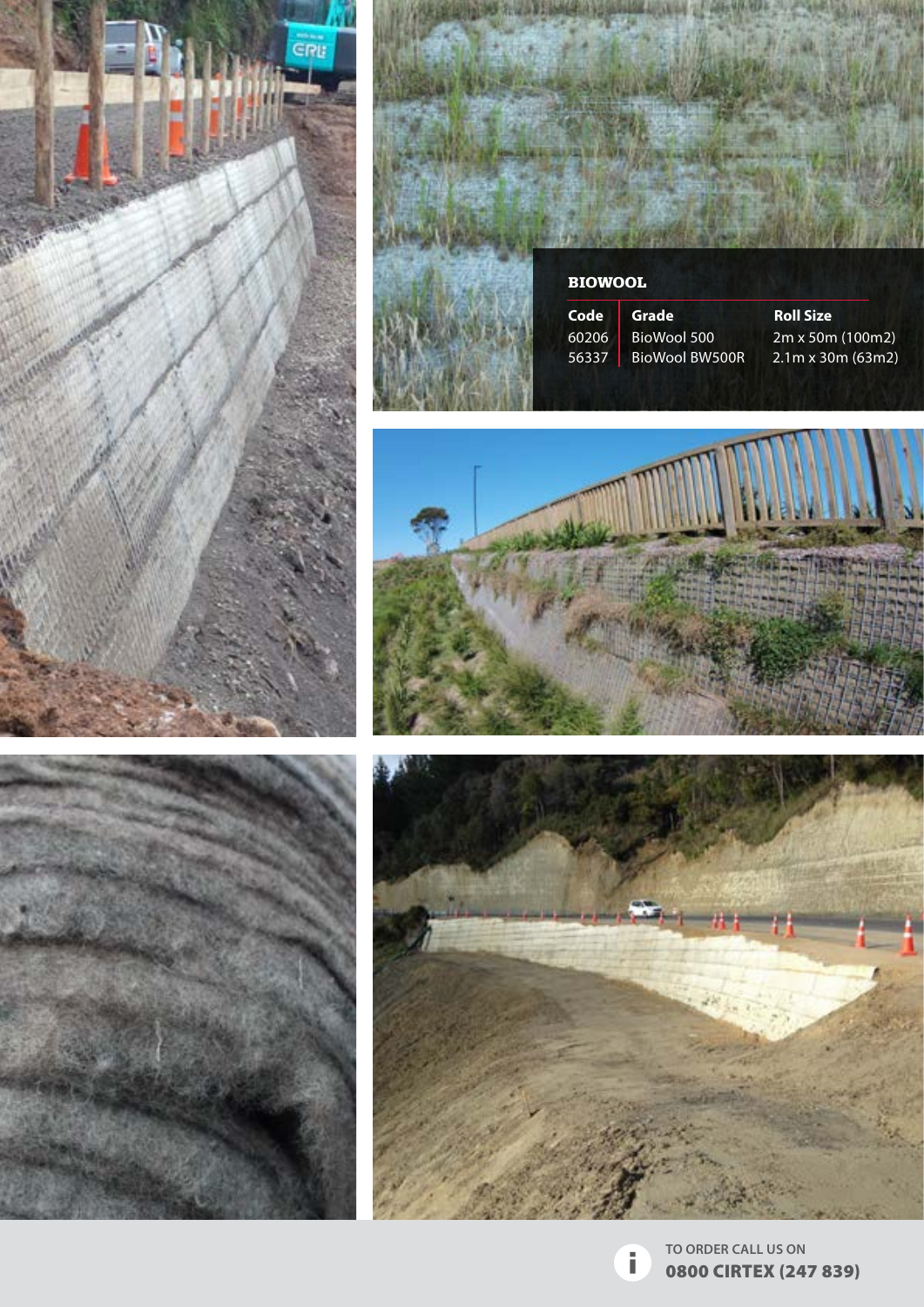## BIOWOOL

| Code | Grade | Roll Size |
|---|---|---|
| 60206 | BioWool 500 | 2m x 50m (100m2) |
| 56337 | BioWool BW500R | 2.1m x 30m (63m2) |

TO ORDER CALL US ON
**0800 CIRTEX (247 839)**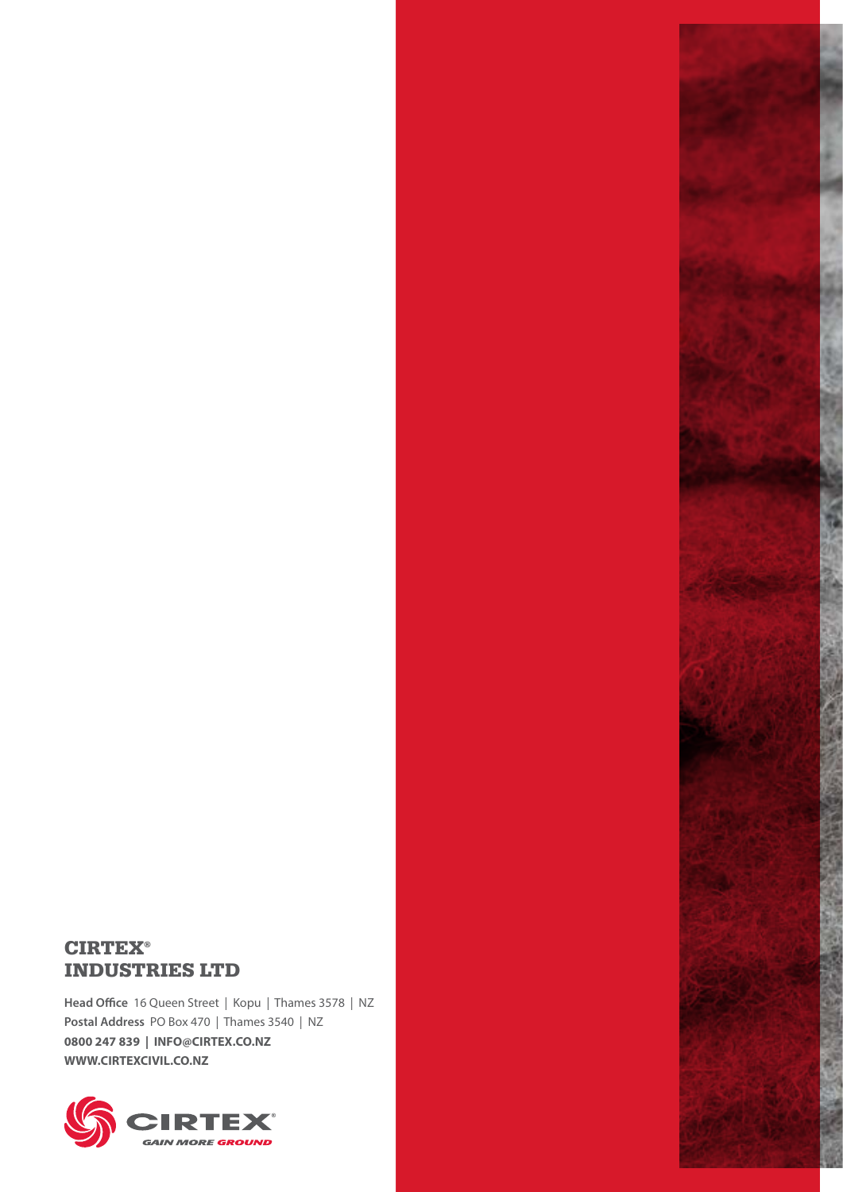## CIRTEX®
## INDUSTRIES LTD

**Head Office** 16 Queen Street | Kopu | Thames 3578 | NZ
**Postal Address** PO Box 470 | Thames 3540 | NZ
**0800 247 839 | INFO@CIRTEX.CO.NZ**
**WWW.CIRTEXCIVIL.CO.NZ**

CIRTEX®
GAIN MORE GROUND